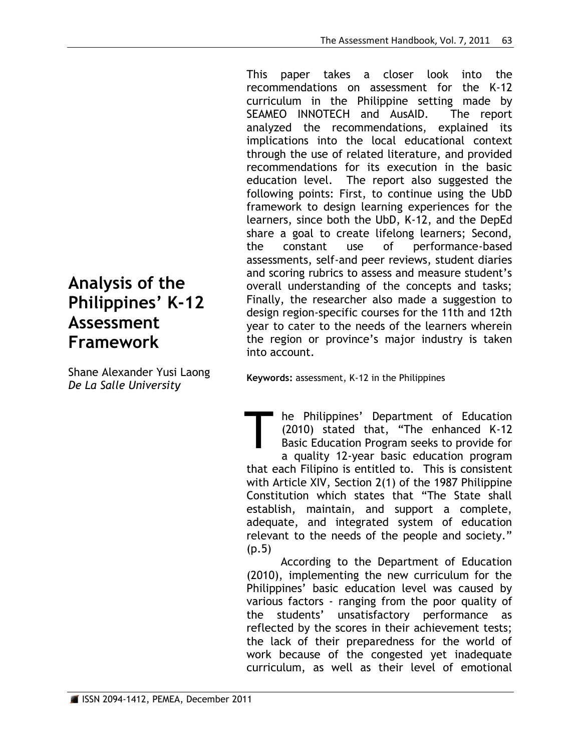# Analysis of the Philippines' K-12 Assessment Framework

Shane Alexander Yusi Laong
*De La Salle University*

This paper takes a closer look into the recommendations on assessment for the K-12 curriculum in the Philippine setting made by SEAMEO INNOTECH and AusAID. The report analyzed the recommendations, explained its implications into the local educational context through the use of related literature, and provided recommendations for its execution in the basic education level. The report also suggested the following points: First, to continue using the UbD framework to design learning experiences for the learners, since both the UbD, K-12, and the DepEd share a goal to create lifelong learners; Second, the constant use of performance-based assessments, self-and peer reviews, student diaries and scoring rubrics to assess and measure student's overall understanding of the concepts and tasks; Finally, the researcher also made a suggestion to design region-specific courses for the 11th and 12th year to cater to the needs of the learners wherein the region or province's major industry is taken into account.

**Keywords:** assessment, K-12 in the Philippines

The Philippines' Department of Education (2010) stated that, "The enhanced K-12 Basic Education Program seeks to provide for a quality 12-year basic education program that each Filipino is entitled to. This is consistent with Article XIV, Section 2(1) of the 1987 Philippine Constitution which states that "The State shall establish, maintain, and support a complete, adequate, and integrated system of education relevant to the needs of the people and society." (p.5)

According to the Department of Education (2010), implementing the new curriculum for the Philippines' basic education level was caused by various factors - ranging from the poor quality of the students' unsatisfactory performance as reflected by the scores in their achievement tests; the lack of their preparedness for the world of work because of the congested yet inadequate curriculum, as well as their level of emotional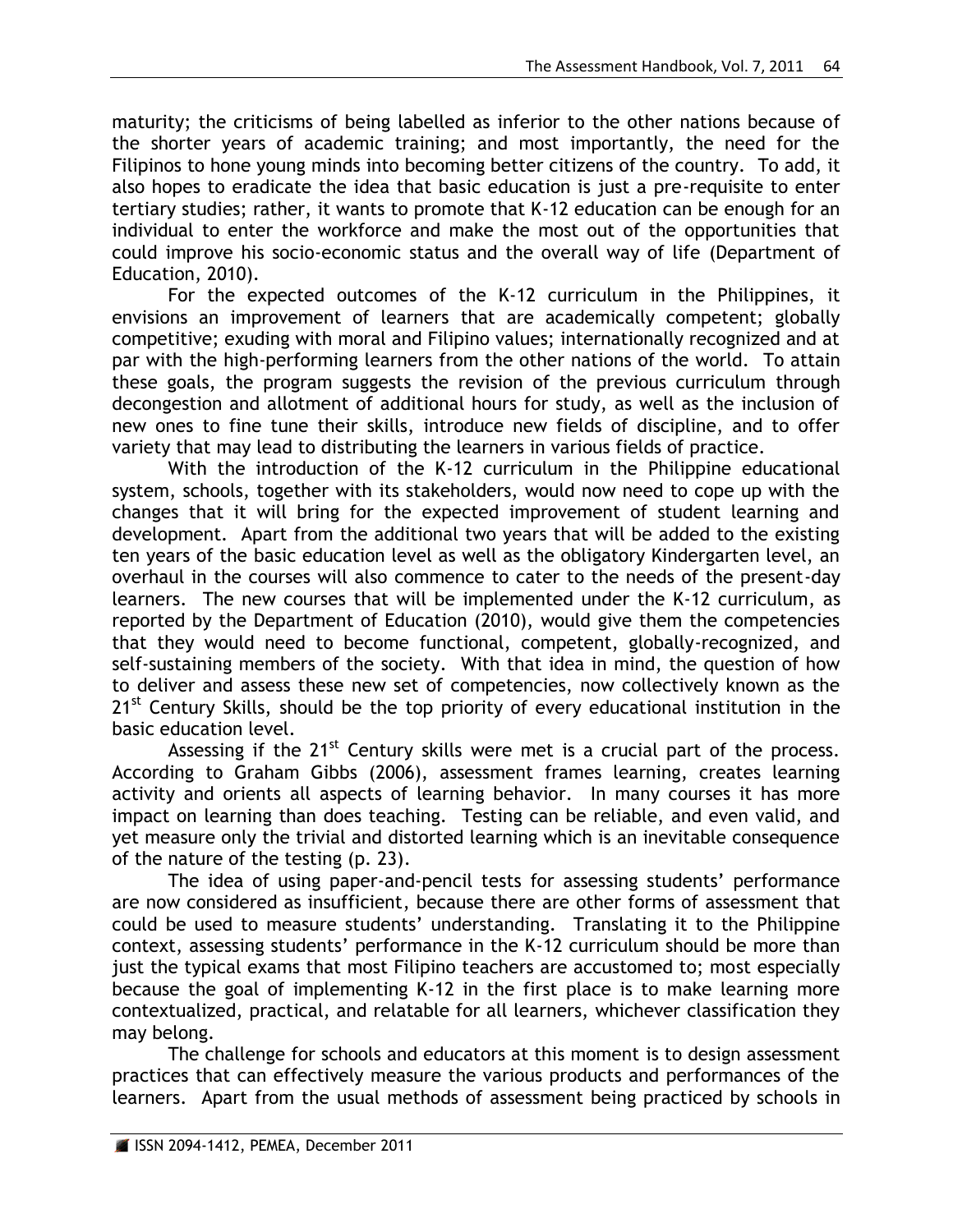maturity; the criticisms of being labelled as inferior to the other nations because of the shorter years of academic training; and most importantly, the need for the Filipinos to hone young minds into becoming better citizens of the country. To add, it also hopes to eradicate the idea that basic education is just a pre-requisite to enter tertiary studies; rather, it wants to promote that K-12 education can be enough for an individual to enter the workforce and make the most out of the opportunities that could improve his socio-economic status and the overall way of life (Department of Education, 2010).

For the expected outcomes of the K-12 curriculum in the Philippines, it envisions an improvement of learners that are academically competent; globally competitive; exuding with moral and Filipino values; internationally recognized and at par with the high-performing learners from the other nations of the world. To attain these goals, the program suggests the revision of the previous curriculum through decongestion and allotment of additional hours for study, as well as the inclusion of new ones to fine tune their skills, introduce new fields of discipline, and to offer variety that may lead to distributing the learners in various fields of practice.

With the introduction of the K-12 curriculum in the Philippine educational system, schools, together with its stakeholders, would now need to cope up with the changes that it will bring for the expected improvement of student learning and development. Apart from the additional two years that will be added to the existing ten years of the basic education level as well as the obligatory Kindergarten level, an overhaul in the courses will also commence to cater to the needs of the present-day learners. The new courses that will be implemented under the K-12 curriculum, as reported by the Department of Education (2010), would give them the competencies that they would need to become functional, competent, globally-recognized, and self-sustaining members of the society. With that idea in mind, the question of how to deliver and assess these new set of competencies, now collectively known as the 21st Century Skills, should be the top priority of every educational institution in the basic education level.

Assessing if the 21st Century skills were met is a crucial part of the process. According to Graham Gibbs (2006), assessment frames learning, creates learning activity and orients all aspects of learning behavior. In many courses it has more impact on learning than does teaching. Testing can be reliable, and even valid, and yet measure only the trivial and distorted learning which is an inevitable consequence of the nature of the testing (p. 23).

The idea of using paper-and-pencil tests for assessing students' performance are now considered as insufficient, because there are other forms of assessment that could be used to measure students' understanding. Translating it to the Philippine context, assessing students' performance in the K-12 curriculum should be more than just the typical exams that most Filipino teachers are accustomed to; most especially because the goal of implementing K-12 in the first place is to make learning more contextualized, practical, and relatable for all learners, whichever classification they may belong.

The challenge for schools and educators at this moment is to design assessment practices that can effectively measure the various products and performances of the learners. Apart from the usual methods of assessment being practiced by schools in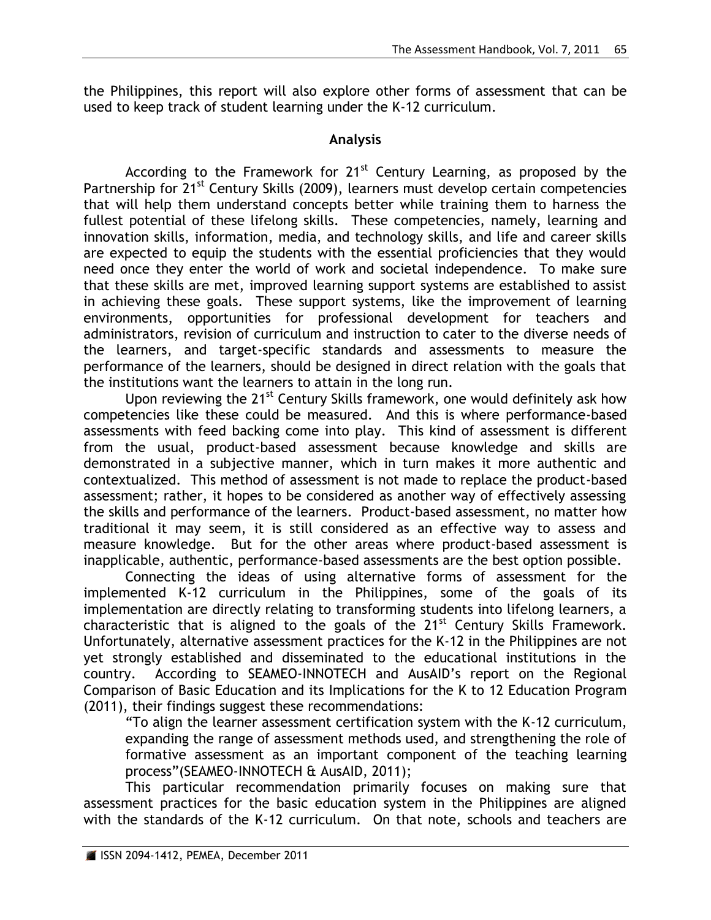the Philippines, this report will also explore other forms of assessment that can be used to keep track of student learning under the K-12 curriculum.

## Analysis

According to the Framework for 21st Century Learning, as proposed by the Partnership for 21st Century Skills (2009), learners must develop certain competencies that will help them understand concepts better while training them to harness the fullest potential of these lifelong skills. These competencies, namely, learning and innovation skills, information, media, and technology skills, and life and career skills are expected to equip the students with the essential proficiencies that they would need once they enter the world of work and societal independence. To make sure that these skills are met, improved learning support systems are established to assist in achieving these goals. These support systems, like the improvement of learning environments, opportunities for professional development for teachers and administrators, revision of curriculum and instruction to cater to the diverse needs of the learners, and target-specific standards and assessments to measure the performance of the learners, should be designed in direct relation with the goals that the institutions want the learners to attain in the long run.

Upon reviewing the 21st Century Skills framework, one would definitely ask how competencies like these could be measured. And this is where performance-based assessments with feed backing come into play. This kind of assessment is different from the usual, product-based assessment because knowledge and skills are demonstrated in a subjective manner, which in turn makes it more authentic and contextualized. This method of assessment is not made to replace the product-based assessment; rather, it hopes to be considered as another way of effectively assessing the skills and performance of the learners. Product-based assessment, no matter how traditional it may seem, it is still considered as an effective way to assess and measure knowledge. But for the other areas where product-based assessment is inapplicable, authentic, performance-based assessments are the best option possible.

Connecting the ideas of using alternative forms of assessment for the implemented K-12 curriculum in the Philippines, some of the goals of its implementation are directly relating to transforming students into lifelong learners, a characteristic that is aligned to the goals of the 21st Century Skills Framework. Unfortunately, alternative assessment practices for the K-12 in the Philippines are not yet strongly established and disseminated to the educational institutions in the country. According to SEAMEO-INNOTECH and AusAID's report on the Regional Comparison of Basic Education and its Implications for the K to 12 Education Program (2011), their findings suggest these recommendations:

> "To align the learner assessment certification system with the K-12 curriculum, expanding the range of assessment methods used, and strengthening the role of formative assessment as an important component of the teaching learning process"(SEAMEO-INNOTECH & AusAID, 2011);

This particular recommendation primarily focuses on making sure that assessment practices for the basic education system in the Philippines are aligned with the standards of the K-12 curriculum. On that note, schools and teachers are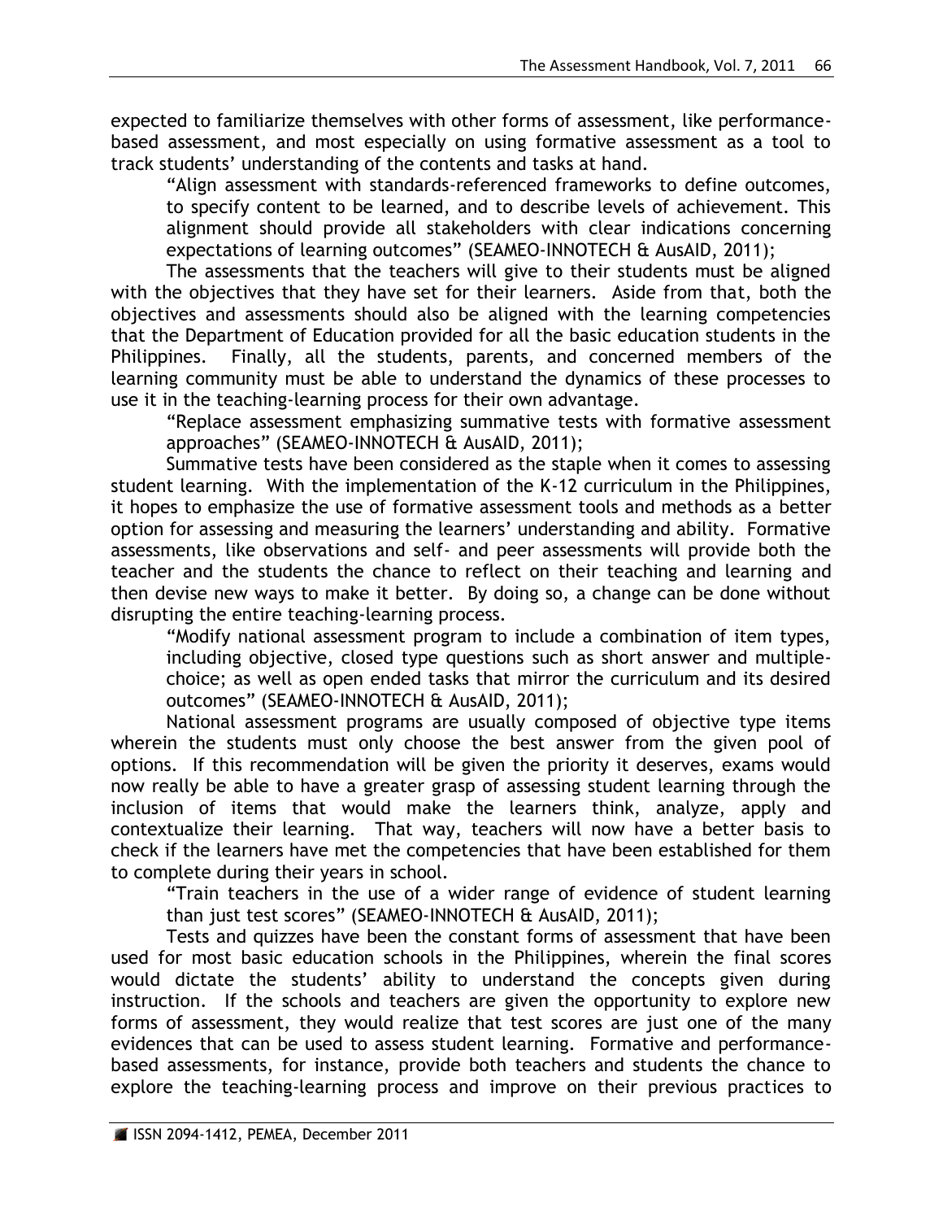expected to familiarize themselves with other forms of assessment, like performance-based assessment, and most especially on using formative assessment as a tool to track students' understanding of the contents and tasks at hand.

> "Align assessment with standards-referenced frameworks to define outcomes, to specify content to be learned, and to describe levels of achievement. This alignment should provide all stakeholders with clear indications concerning expectations of learning outcomes" (SEAMEO-INNOTECH & AusAID, 2011);

The assessments that the teachers will give to their students must be aligned with the objectives that they have set for their learners. Aside from that, both the objectives and assessments should also be aligned with the learning competencies that the Department of Education provided for all the basic education students in the Philippines. Finally, all the students, parents, and concerned members of the learning community must be able to understand the dynamics of these processes to use it in the teaching-learning process for their own advantage.

> "Replace assessment emphasizing summative tests with formative assessment approaches" (SEAMEO-INNOTECH & AusAID, 2011);

Summative tests have been considered as the staple when it comes to assessing student learning. With the implementation of the K-12 curriculum in the Philippines, it hopes to emphasize the use of formative assessment tools and methods as a better option for assessing and measuring the learners' understanding and ability. Formative assessments, like observations and self- and peer assessments will provide both the teacher and the students the chance to reflect on their teaching and learning and then devise new ways to make it better. By doing so, a change can be done without disrupting the entire teaching-learning process.

> "Modify national assessment program to include a combination of item types, including objective, closed type questions such as short answer and multiple-choice; as well as open ended tasks that mirror the curriculum and its desired outcomes" (SEAMEO-INNOTECH & AusAID, 2011);

National assessment programs are usually composed of objective type items wherein the students must only choose the best answer from the given pool of options. If this recommendation will be given the priority it deserves, exams would now really be able to have a greater grasp of assessing student learning through the inclusion of items that would make the learners think, analyze, apply and contextualize their learning. That way, teachers will now have a better basis to check if the learners have met the competencies that have been established for them to complete during their years in school.

> "Train teachers in the use of a wider range of evidence of student learning than just test scores" (SEAMEO-INNOTECH & AusAID, 2011);

Tests and quizzes have been the constant forms of assessment that have been used for most basic education schools in the Philippines, wherein the final scores would dictate the students' ability to understand the concepts given during instruction. If the schools and teachers are given the opportunity to explore new forms of assessment, they would realize that test scores are just one of the many evidences that can be used to assess student learning. Formative and performance-based assessments, for instance, provide both teachers and students the chance to explore the teaching-learning process and improve on their previous practices to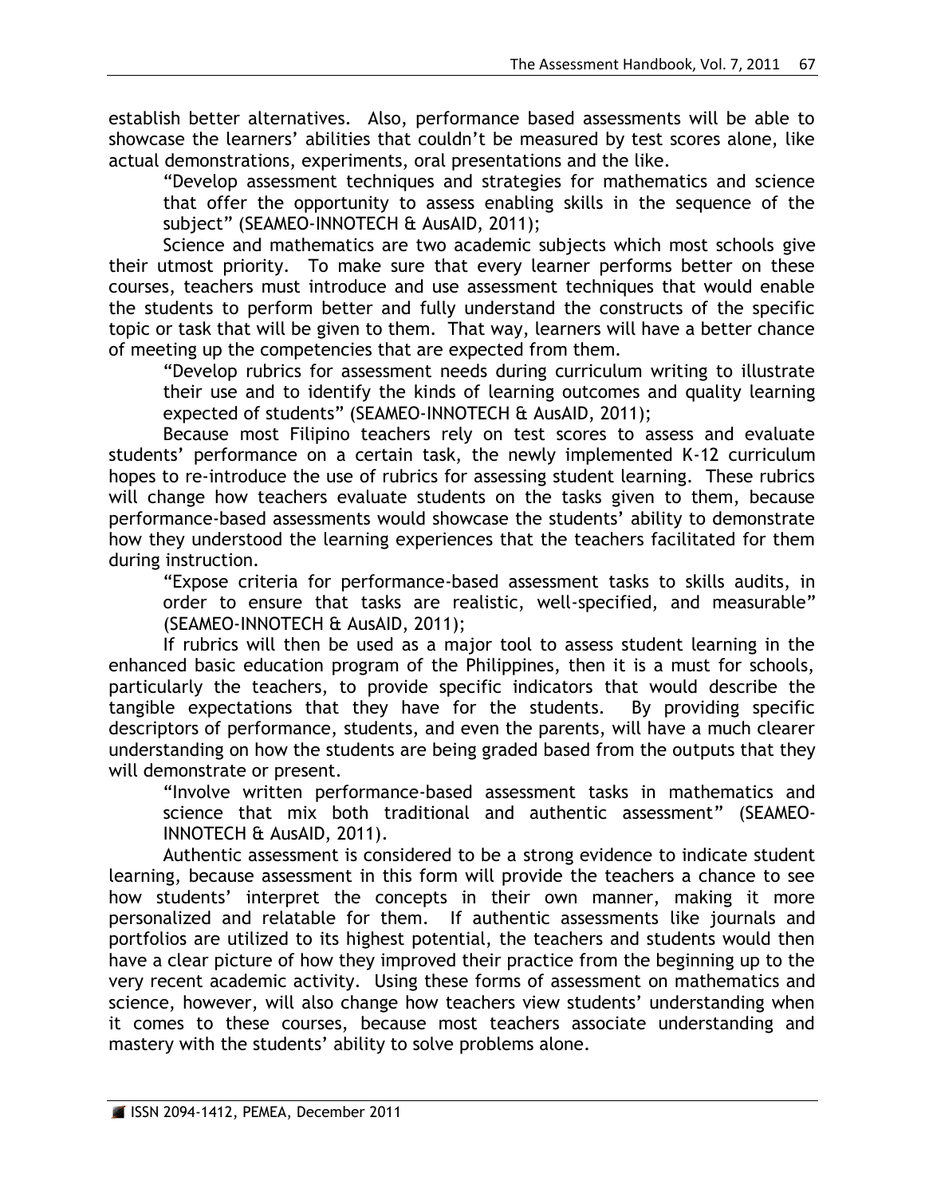establish better alternatives. Also, performance based assessments will be able to showcase the learners' abilities that couldn't be measured by test scores alone, like actual demonstrations, experiments, oral presentations and the like.

> "Develop assessment techniques and strategies for mathematics and science that offer the opportunity to assess enabling skills in the sequence of the subject" (SEAMEO-INNOTECH & AusAID, 2011);

Science and mathematics are two academic subjects which most schools give their utmost priority. To make sure that every learner performs better on these courses, teachers must introduce and use assessment techniques that would enable the students to perform better and fully understand the constructs of the specific topic or task that will be given to them. That way, learners will have a better chance of meeting up the competencies that are expected from them.

> "Develop rubrics for assessment needs during curriculum writing to illustrate their use and to identify the kinds of learning outcomes and quality learning expected of students" (SEAMEO-INNOTECH & AusAID, 2011);

Because most Filipino teachers rely on test scores to assess and evaluate students' performance on a certain task, the newly implemented K-12 curriculum hopes to re-introduce the use of rubrics for assessing student learning. These rubrics will change how teachers evaluate students on the tasks given to them, because performance-based assessments would showcase the students' ability to demonstrate how they understood the learning experiences that the teachers facilitated for them during instruction.

> "Expose criteria for performance-based assessment tasks to skills audits, in order to ensure that tasks are realistic, well-specified, and measurable" (SEAMEO-INNOTECH & AusAID, 2011);

If rubrics will then be used as a major tool to assess student learning in the enhanced basic education program of the Philippines, then it is a must for schools, particularly the teachers, to provide specific indicators that would describe the tangible expectations that they have for the students. By providing specific descriptors of performance, students, and even the parents, will have a much clearer understanding on how the students are being graded based from the outputs that they will demonstrate or present.

> "Involve written performance-based assessment tasks in mathematics and science that mix both traditional and authentic assessment" (SEAMEO-INNOTECH & AusAID, 2011).

Authentic assessment is considered to be a strong evidence to indicate student learning, because assessment in this form will provide the teachers a chance to see how students' interpret the concepts in their own manner, making it more personalized and relatable for them. If authentic assessments like journals and portfolios are utilized to its highest potential, the teachers and students would then have a clear picture of how they improved their practice from the beginning up to the very recent academic activity. Using these forms of assessment on mathematics and science, however, will also change how teachers view students' understanding when it comes to these courses, because most teachers associate understanding and mastery with the students' ability to solve problems alone.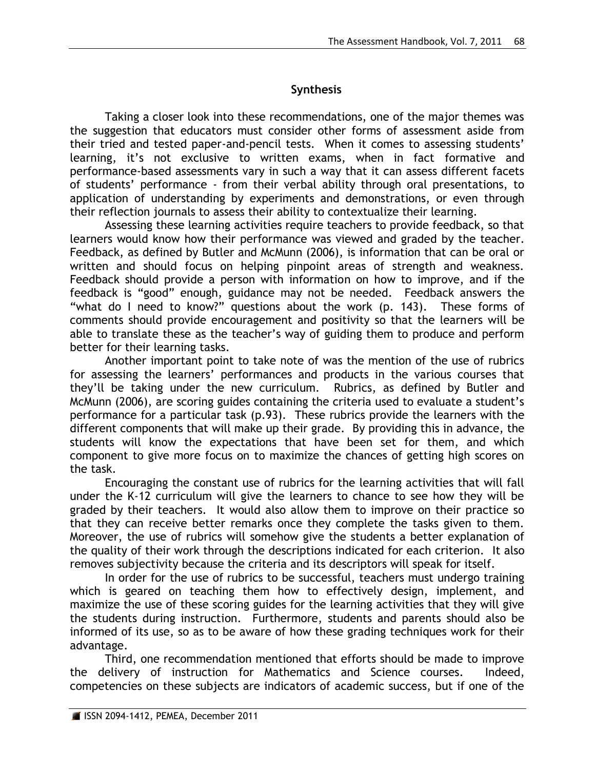## Synthesis

Taking a closer look into these recommendations, one of the major themes was the suggestion that educators must consider other forms of assessment aside from their tried and tested paper-and-pencil tests. When it comes to assessing students' learning, it's not exclusive to written exams, when in fact formative and performance-based assessments vary in such a way that it can assess different facets of students' performance - from their verbal ability through oral presentations, to application of understanding by experiments and demonstrations, or even through their reflection journals to assess their ability to contextualize their learning.

Assessing these learning activities require teachers to provide feedback, so that learners would know how their performance was viewed and graded by the teacher. Feedback, as defined by Butler and McMunn (2006), is information that can be oral or written and should focus on helping pinpoint areas of strength and weakness. Feedback should provide a person with information on how to improve, and if the feedback is "good" enough, guidance may not be needed. Feedback answers the "what do I need to know?" questions about the work (p. 143). These forms of comments should provide encouragement and positivity so that the learners will be able to translate these as the teacher's way of guiding them to produce and perform better for their learning tasks.

Another important point to take note of was the mention of the use of rubrics for assessing the learners' performances and products in the various courses that they'll be taking under the new curriculum. Rubrics, as defined by Butler and McMunn (2006), are scoring guides containing the criteria used to evaluate a student's performance for a particular task (p.93). These rubrics provide the learners with the different components that will make up their grade. By providing this in advance, the students will know the expectations that have been set for them, and which component to give more focus on to maximize the chances of getting high scores on the task.

Encouraging the constant use of rubrics for the learning activities that will fall under the K-12 curriculum will give the learners to chance to see how they will be graded by their teachers. It would also allow them to improve on their practice so that they can receive better remarks once they complete the tasks given to them. Moreover, the use of rubrics will somehow give the students a better explanation of the quality of their work through the descriptions indicated for each criterion. It also removes subjectivity because the criteria and its descriptors will speak for itself.

In order for the use of rubrics to be successful, teachers must undergo training which is geared on teaching them how to effectively design, implement, and maximize the use of these scoring guides for the learning activities that they will give the students during instruction. Furthermore, students and parents should also be informed of its use, so as to be aware of how these grading techniques work for their advantage.

Third, one recommendation mentioned that efforts should be made to improve the delivery of instruction for Mathematics and Science courses. Indeed, competencies on these subjects are indicators of academic success, but if one of the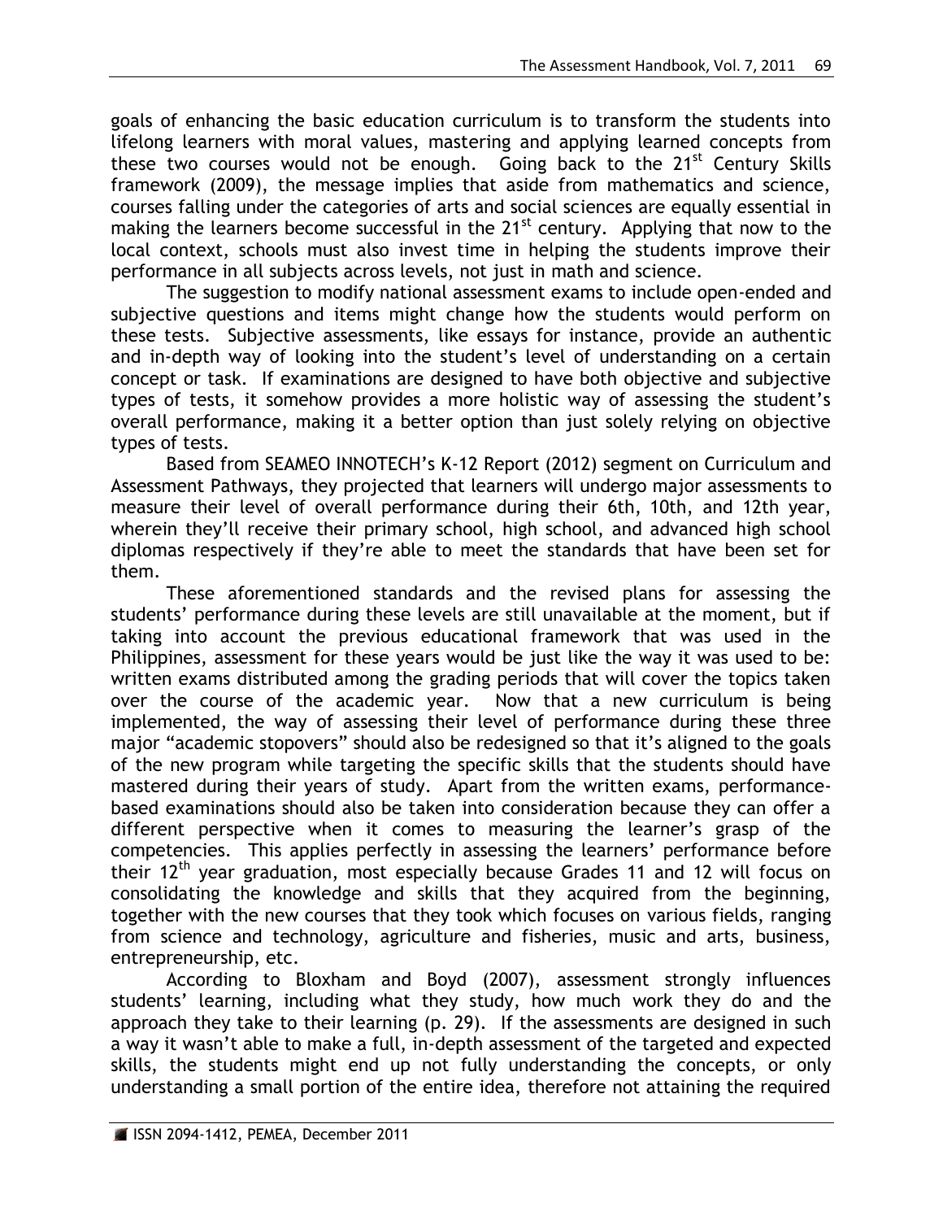goals of enhancing the basic education curriculum is to transform the students into lifelong learners with moral values, mastering and applying learned concepts from these two courses would not be enough. Going back to the 21st Century Skills framework (2009), the message implies that aside from mathematics and science, courses falling under the categories of arts and social sciences are equally essential in making the learners become successful in the 21st century. Applying that now to the local context, schools must also invest time in helping the students improve their performance in all subjects across levels, not just in math and science.

The suggestion to modify national assessment exams to include open-ended and subjective questions and items might change how the students would perform on these tests. Subjective assessments, like essays for instance, provide an authentic and in-depth way of looking into the student's level of understanding on a certain concept or task. If examinations are designed to have both objective and subjective types of tests, it somehow provides a more holistic way of assessing the student's overall performance, making it a better option than just solely relying on objective types of tests.

Based from SEAMEO INNOTECH's K-12 Report (2012) segment on Curriculum and Assessment Pathways, they projected that learners will undergo major assessments to measure their level of overall performance during their 6th, 10th, and 12th year, wherein they'll receive their primary school, high school, and advanced high school diplomas respectively if they're able to meet the standards that have been set for them.

These aforementioned standards and the revised plans for assessing the students' performance during these levels are still unavailable at the moment, but if taking into account the previous educational framework that was used in the Philippines, assessment for these years would be just like the way it was used to be: written exams distributed among the grading periods that will cover the topics taken over the course of the academic year. Now that a new curriculum is being implemented, the way of assessing their level of performance during these three major "academic stopovers" should also be redesigned so that it's aligned to the goals of the new program while targeting the specific skills that the students should have mastered during their years of study. Apart from the written exams, performance-based examinations should also be taken into consideration because they can offer a different perspective when it comes to measuring the learner's grasp of the competencies. This applies perfectly in assessing the learners' performance before their 12th year graduation, most especially because Grades 11 and 12 will focus on consolidating the knowledge and skills that they acquired from the beginning, together with the new courses that they took which focuses on various fields, ranging from science and technology, agriculture and fisheries, music and arts, business, entrepreneurship, etc.

According to Bloxham and Boyd (2007), assessment strongly influences students' learning, including what they study, how much work they do and the approach they take to their learning (p. 29). If the assessments are designed in such a way it wasn't able to make a full, in-depth assessment of the targeted and expected skills, the students might end up not fully understanding the concepts, or only understanding a small portion of the entire idea, therefore not attaining the required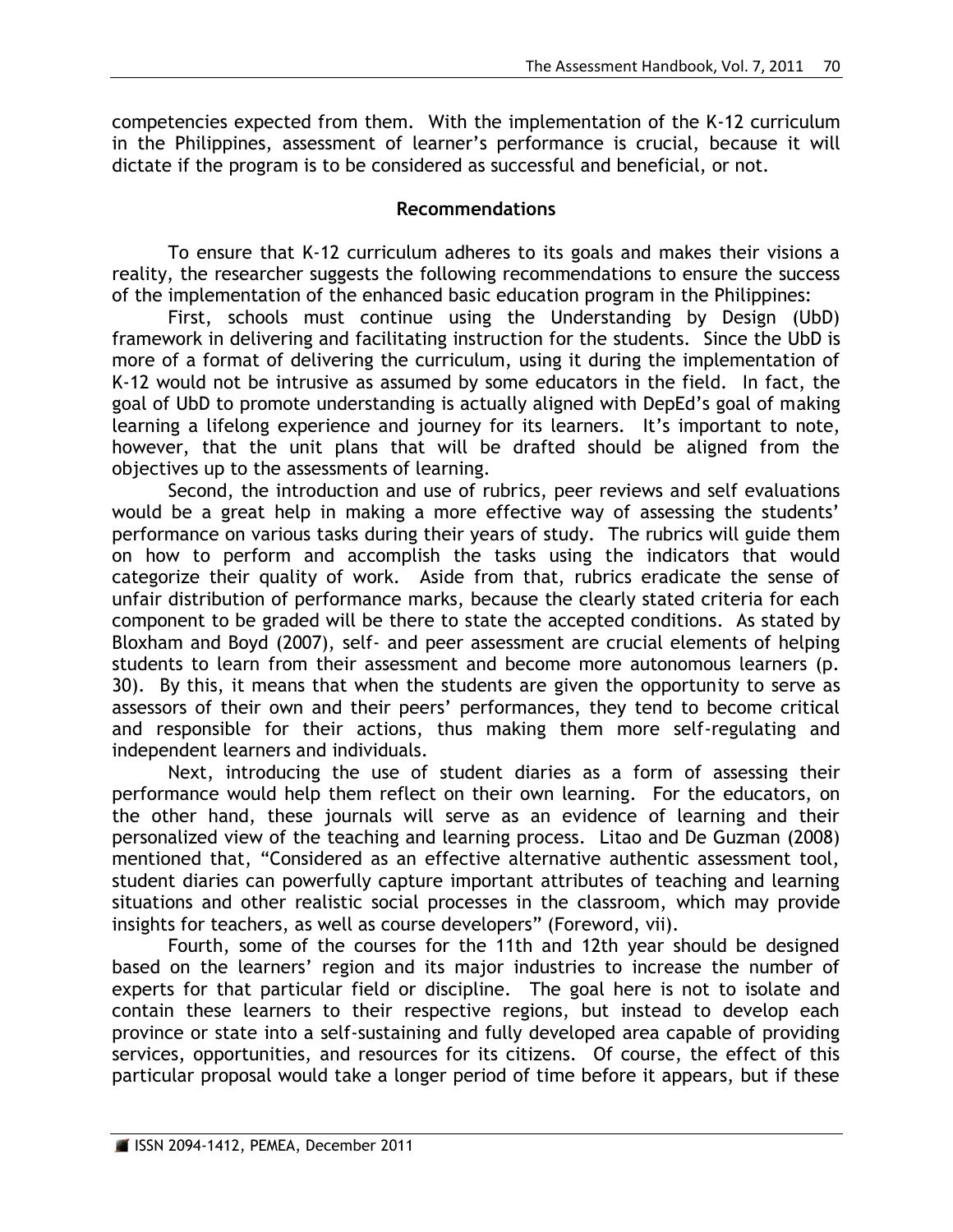competencies expected from them. With the implementation of the K-12 curriculum in the Philippines, assessment of learner's performance is crucial, because it will dictate if the program is to be considered as successful and beneficial, or not.

## Recommendations

To ensure that K-12 curriculum adheres to its goals and makes their visions a reality, the researcher suggests the following recommendations to ensure the success of the implementation of the enhanced basic education program in the Philippines:

First, schools must continue using the Understanding by Design (UbD) framework in delivering and facilitating instruction for the students. Since the UbD is more of a format of delivering the curriculum, using it during the implementation of K-12 would not be intrusive as assumed by some educators in the field. In fact, the goal of UbD to promote understanding is actually aligned with DepEd's goal of making learning a lifelong experience and journey for its learners. It's important to note, however, that the unit plans that will be drafted should be aligned from the objectives up to the assessments of learning.

Second, the introduction and use of rubrics, peer reviews and self evaluations would be a great help in making a more effective way of assessing the students' performance on various tasks during their years of study. The rubrics will guide them on how to perform and accomplish the tasks using the indicators that would categorize their quality of work. Aside from that, rubrics eradicate the sense of unfair distribution of performance marks, because the clearly stated criteria for each component to be graded will be there to state the accepted conditions. As stated by Bloxham and Boyd (2007), self- and peer assessment are crucial elements of helping students to learn from their assessment and become more autonomous learners (p. 30). By this, it means that when the students are given the opportunity to serve as assessors of their own and their peers' performances, they tend to become critical and responsible for their actions, thus making them more self-regulating and independent learners and individuals.

Next, introducing the use of student diaries as a form of assessing their performance would help them reflect on their own learning. For the educators, on the other hand, these journals will serve as an evidence of learning and their personalized view of the teaching and learning process. Litao and De Guzman (2008) mentioned that, "Considered as an effective alternative authentic assessment tool, student diaries can powerfully capture important attributes of teaching and learning situations and other realistic social processes in the classroom, which may provide insights for teachers, as well as course developers" (Foreword, vii).

Fourth, some of the courses for the 11th and 12th year should be designed based on the learners' region and its major industries to increase the number of experts for that particular field or discipline. The goal here is not to isolate and contain these learners to their respective regions, but instead to develop each province or state into a self-sustaining and fully developed area capable of providing services, opportunities, and resources for its citizens. Of course, the effect of this particular proposal would take a longer period of time before it appears, but if these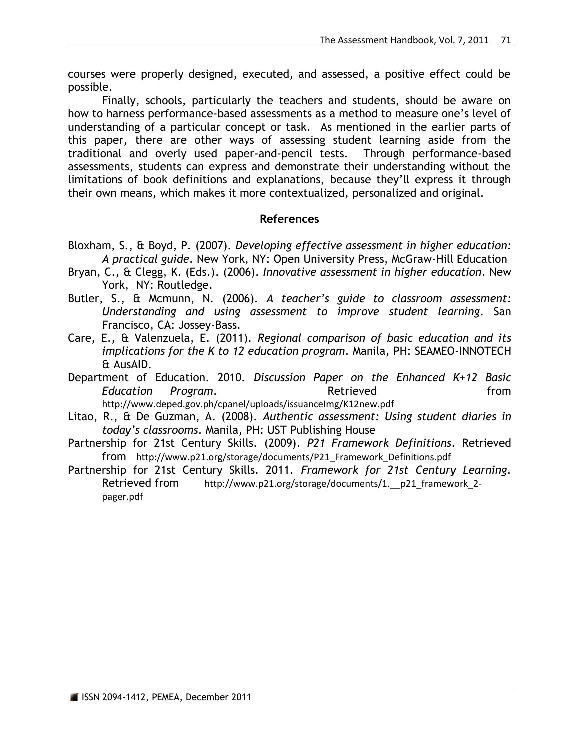courses were properly designed, executed, and assessed, a positive effect could be possible.

Finally, schools, particularly the teachers and students, should be aware on how to harness performance-based assessments as a method to measure one's level of understanding of a particular concept or task. As mentioned in the earlier parts of this paper, there are other ways of assessing student learning aside from the traditional and overly used paper-and-pencil tests. Through performance-based assessments, students can express and demonstrate their understanding without the limitations of book definitions and explanations, because they'll express it through their own means, which makes it more contextualized, personalized and original.

## References

Bloxham, S., & Boyd, P. (2007). *Developing effective assessment in higher education: A practical guide*. New York, NY: Open University Press, McGraw-Hill Education

Bryan, C., & Clegg, K. (Eds.). (2006). *Innovative assessment in higher education*. New York, NY: Routledge.

Butler, S., & Mcmunn, N. (2006). *A teacher's guide to classroom assessment: Understanding and using assessment to improve student learning*. San Francisco, CA: Jossey-Bass.

Care, E., & Valenzuela, E. (2011). *Regional comparison of basic education and its implications for the K to 12 education program*. Manila, PH: SEAMEO-INNOTECH & AusAID.

Department of Education. 2010. *Discussion Paper on the Enhanced K+12 Basic Education Program*. Retrieved from http://www.deped.gov.ph/cpanel/uploads/issuanceImg/K12new.pdf

Litao, R., & De Guzman, A. (2008). *Authentic assessment: Using student diaries in today's classrooms*. Manila, PH: UST Publishing House

Partnership for 21st Century Skills. (2009). *P21 Framework Definitions*. Retrieved from http://www.p21.org/storage/documents/P21_Framework_Definitions.pdf

Partnership for 21st Century Skills. 2011. *Framework for 21st Century Learning*. Retrieved from http://www.p21.org/storage/documents/1.__p21_framework_2-pager.pdf